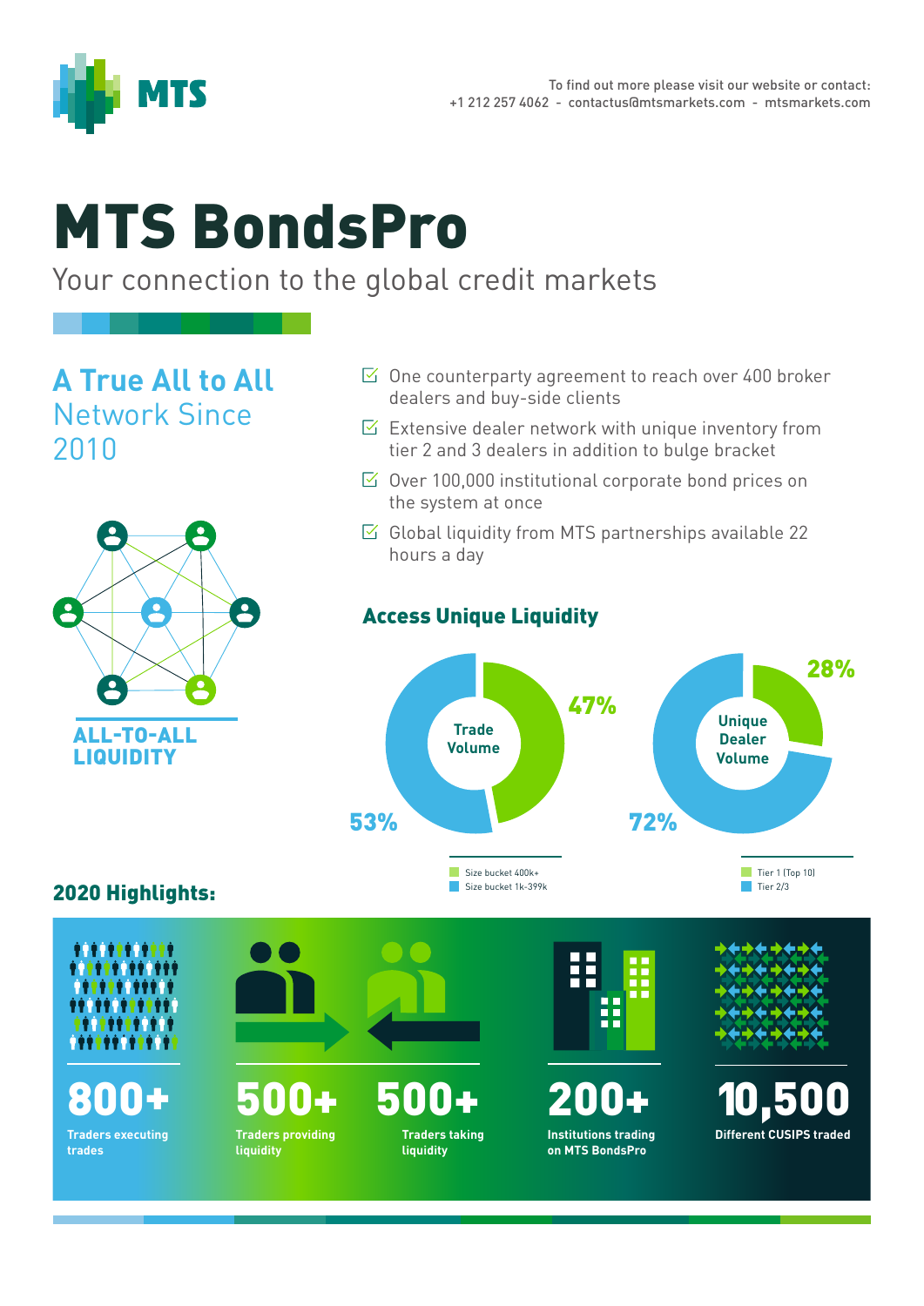MTS

To find out more please visit our website or contact:
+1 212 257 4062 - contactus@mtsmarkets.com - mtsmarkets.com

# MTS BondsPro

Your connection to the global credit markets

## A True All to All Network Since 2010

- One counterparty agreement to reach over 400 broker dealers and buy-side clients
- Extensive dealer network with unique inventory from tier 2 and 3 dealers in addition to bulge bracket
- Over 100,000 institutional corporate bond prices on the system at once
- Global liquidity from MTS partnerships available 22 hours a day

**ALL-TO-ALL LIQUIDITY**

## Access Unique Liquidity

**Trade Volume**

- 47% — Size bucket 400k+
- 53% — Size bucket 1k-399k

**Unique Dealer Volume**

- 28% — Tier 1 (Top 10)
- 72% — Tier 2/3

## 2020 Highlights:

| 800+ | 500+ | 500+ | 200+ | 10,500 |
|---|---|---|---|---|
| Traders executing trades | Traders providing liquidity | Traders taking liquidity | Institutions trading on MTS BondsPro | Different CUSIPS traded |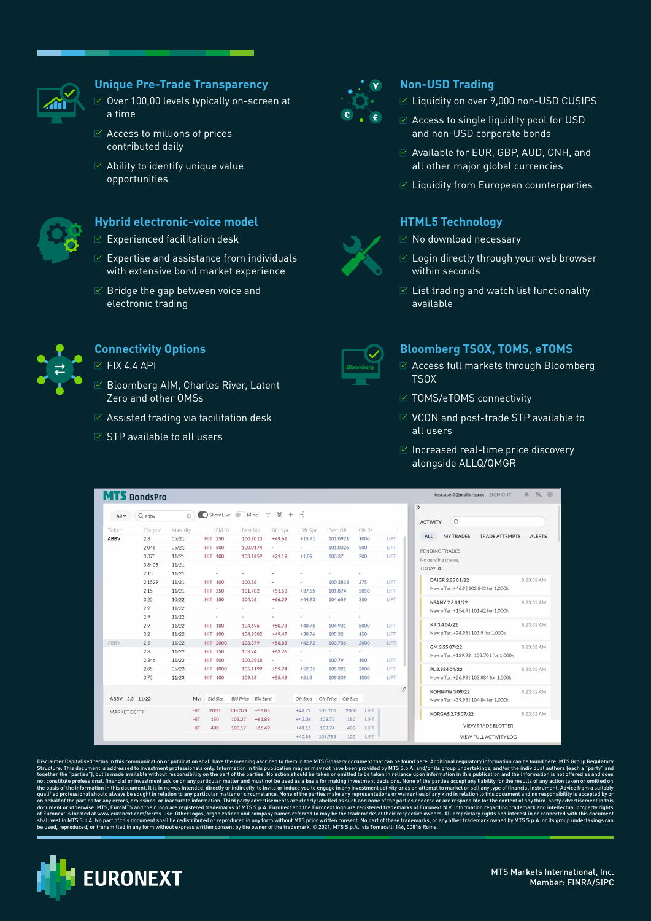## Unique Pre-Trade Transparency

- Over 100,00 levels typically on-screen at a time
- Access to millions of prices contributed daily
- Ability to identify unique value opportunities

## Non-USD Trading

- Liquidity on over 9,000 non-USD CUSIPS
- Access to single liquidity pool for USD and non-USD corporate bonds
- Available for EUR, GBP, AUD, CNH, and all other major global currencies
- Liquidity from European counterparties

## Hybrid electronic-voice model

- Experienced facilitation desk
- Expertise and assistance from individuals with extensive bond market experience
- Bridge the gap between voice and electronic trading

## HTML5 Technology

- No download necessary
- Login directly through your web browser within seconds
- List trading and watch list functionality available

## Connectivity Options

- FIX 4.4 API
- Bloomberg AIM, Charles River, Latent Zero and other OMSs
- Assisted trading via facilitation desk
- STP available to all users

## Bloomberg TSOX, TOMS, eTOMS

- Access full markets through Bloomberg TSOX
- TOMS/eTOMS connectivity
- VCON and post-trade STP available to all users
- Increased real-time price discovery alongside ALLQ/QMGR

Disclaimer Capitalised terms in this communication or publication shall have the meaning ascribed to them in the MTS Glossary document that can be found here. Additional regulatory information can be found here: MTS Group Regulatory Structure. This document is addressed to investment professionals only. Information in this publication may or may not have been provided by MTS S.p.A. and/or its group undertakings, and/or the individual authors (each a "party" and together the "parties"), but is made available without responsibility on the part of the parties. No action should be taken or omitted to be taken in reliance upon information in this publication and the information is not offered as and does not constitute professional, financial or investment advice on any particular matter and must not be used as a basis for making investment decisions. None of the parties accept any liability for the results of any action taken or omitted on the basis of the information in this document. It is in no way intended, directly or indirectly, to invite or induce you to engage in any investment activity or as an attempt to market or sell any type of financial instrument. Advice from a suitably qualified professional should always be sought in relation to any particular matter or circumstance. None of the parties make any representations or warranties of any kind in relation to this document and no responsibility is accepted by or on behalf of the parties for any errors, omissions, or inaccurate information. Third party advertisements are clearly labelled as such and none of the parties endorse or are responsible for the content of any third-party advertisement in this document or otherwise. MTS, EuroMTS and their logo are registered trademarks of MTS S.p.A. Euronext and the Euronext logo are registered trademarks of Euronext N.V. Information regarding trademark and intellectual property rights of Euronext is located at www.euronext.com/terms-use. Other logos, organizations and company names referred to may be the trademarks of their respective owners. All proprietary rights and interest in or connected with this document shall vest in MTS S.p.A. No part of this document shall be redistributed or reproduced in any form without MTS prior written consent. No part of these trademarks, or any other trademark owned by MTS S.p.A. or its group undertakings can be used, reproduced, or transmitted in any form without express written consent by the owner of the trademark. © 2021, MTS S.p.A., via Tomacelli 146, 00816 Rome.

EURONEXT

MTS Markets International, Inc.
Member: FINRA/SIPC